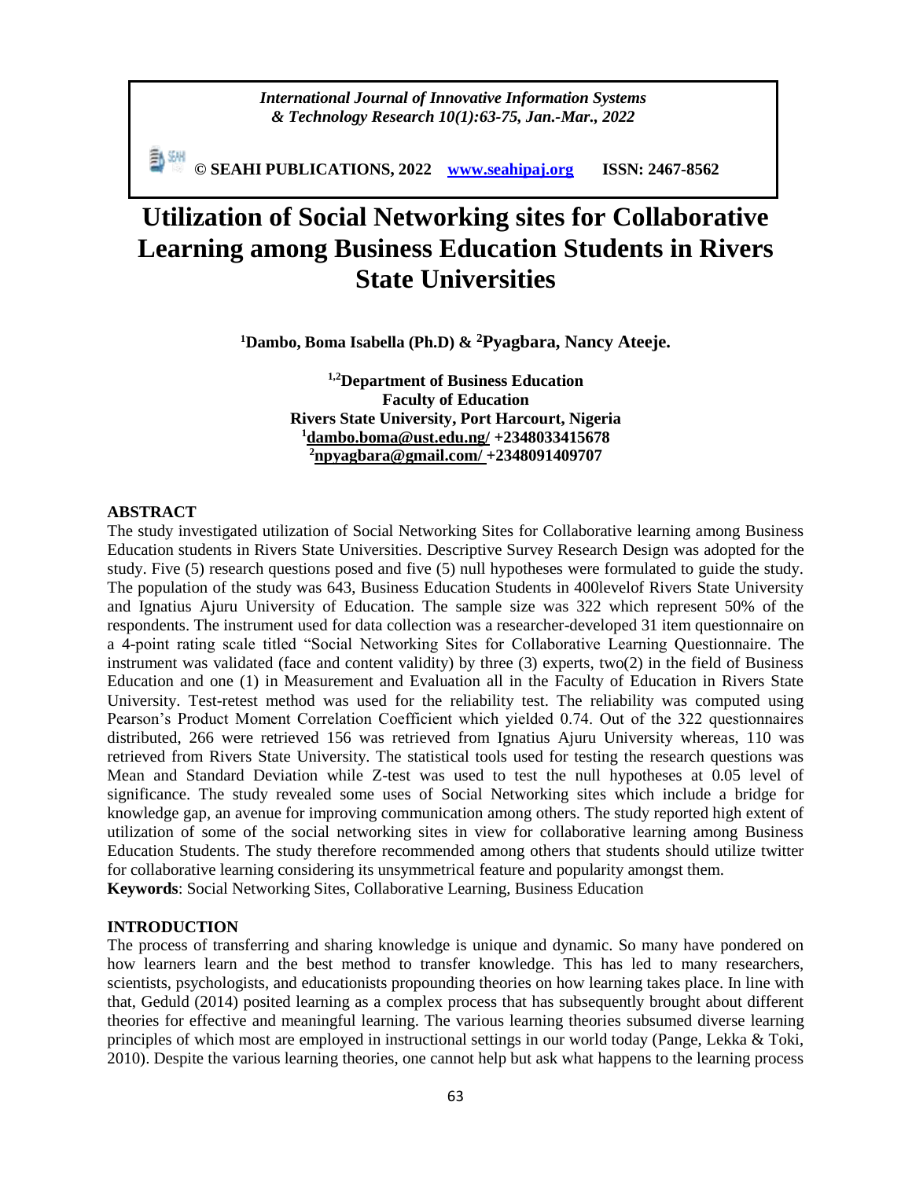# Utilization of Social Networking sites for Collaborative Learning among Business Education Students in Rivers State Universities

**[1]Dambo, Boma Isabella (Ph.D) & [2]Pyagbara, Nancy Ateeje.**

**[1,2]Department of Business Education**
**Faculty of Education**
**Rivers State University, Port Harcourt, Nigeria**
**[1]dambo.boma@ust.edu.ng/ +2348033415678**
**[2]npyagbara@gmail.com/ +2348091409707**

## ABSTRACT

The study investigated utilization of Social Networking Sites for Collaborative learning among Business Education students in Rivers State Universities. Descriptive Survey Research Design was adopted for the study. Five (5) research questions posed and five (5) null hypotheses were formulated to guide the study. The population of the study was 643, Business Education Students in 400levelof Rivers State University and Ignatius Ajuru University of Education. The sample size was 322 which represent 50% of the respondents. The instrument used for data collection was a researcher-developed 31 item questionnaire on a 4-point rating scale titled "Social Networking Sites for Collaborative Learning Questionnaire. The instrument was validated (face and content validity) by three (3) experts, two(2) in the field of Business Education and one (1) in Measurement and Evaluation all in the Faculty of Education in Rivers State University. Test-retest method was used for the reliability test. The reliability was computed using Pearson's Product Moment Correlation Coefficient which yielded 0.74. Out of the 322 questionnaires distributed, 266 were retrieved 156 was retrieved from Ignatius Ajuru University whereas, 110 was retrieved from Rivers State University. The statistical tools used for testing the research questions was Mean and Standard Deviation while Z-test was used to test the null hypotheses at 0.05 level of significance. The study revealed some uses of Social Networking sites which include a bridge for knowledge gap, an avenue for improving communication among others. The study reported high extent of utilization of some of the social networking sites in view for collaborative learning among Business Education Students. The study therefore recommended among others that students should utilize twitter for collaborative learning considering its unsymmetrical feature and popularity amongst them.

**Keywords**: Social Networking Sites, Collaborative Learning, Business Education

## INTRODUCTION

The process of transferring and sharing knowledge is unique and dynamic. So many have pondered on how learners learn and the best method to transfer knowledge. This has led to many researchers, scientists, psychologists, and educationists propounding theories on how learning takes place. In line with that, Geduld (2014) posited learning as a complex process that has subsequently brought about different theories for effective and meaningful learning. The various learning theories subsumed diverse learning principles of which most are employed in instructional settings in our world today (Pange, Lekka & Toki, 2010). Despite the various learning theories, one cannot help but ask what happens to the learning process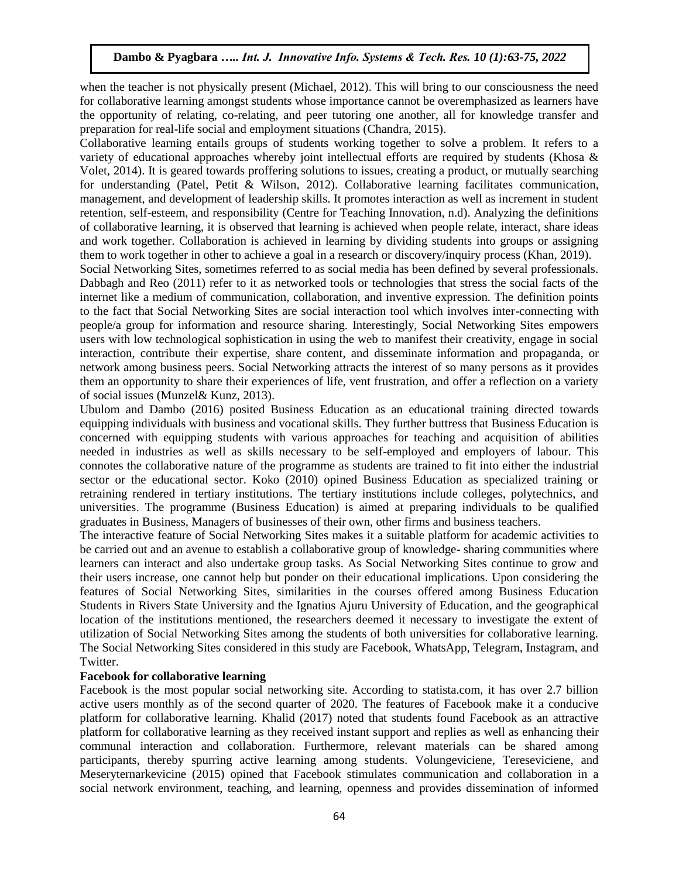when the teacher is not physically present (Michael, 2012). This will bring to our consciousness the need for collaborative learning amongst students whose importance cannot be overemphasized as learners have the opportunity of relating, co-relating, and peer tutoring one another, all for knowledge transfer and preparation for real-life social and employment situations (Chandra, 2015).

Collaborative learning entails groups of students working together to solve a problem. It refers to a variety of educational approaches whereby joint intellectual efforts are required by students (Khosa & Volet, 2014). It is geared towards proffering solutions to issues, creating a product, or mutually searching for understanding (Patel, Petit & Wilson, 2012). Collaborative learning facilitates communication, management, and development of leadership skills. It promotes interaction as well as increment in student retention, self-esteem, and responsibility (Centre for Teaching Innovation, n.d). Analyzing the definitions of collaborative learning, it is observed that learning is achieved when people relate, interact, share ideas and work together. Collaboration is achieved in learning by dividing students into groups or assigning them to work together in other to achieve a goal in a research or discovery/inquiry process (Khan, 2019).

Social Networking Sites, sometimes referred to as social media has been defined by several professionals. Dabbagh and Reo (2011) refer to it as networked tools or technologies that stress the social facts of the internet like a medium of communication, collaboration, and inventive expression. The definition points to the fact that Social Networking Sites are social interaction tool which involves inter-connecting with people/a group for information and resource sharing. Interestingly, Social Networking Sites empowers users with low technological sophistication in using the web to manifest their creativity, engage in social interaction, contribute their expertise, share content, and disseminate information and propaganda, or network among business peers. Social Networking attracts the interest of so many persons as it provides them an opportunity to share their experiences of life, vent frustration, and offer a reflection on a variety of social issues (Munzel& Kunz, 2013).

Ubulom and Dambo (2016) posited Business Education as an educational training directed towards equipping individuals with business and vocational skills. They further buttress that Business Education is concerned with equipping students with various approaches for teaching and acquisition of abilities needed in industries as well as skills necessary to be self-employed and employers of labour. This connotes the collaborative nature of the programme as students are trained to fit into either the industrial sector or the educational sector. Koko (2010) opined Business Education as specialized training or retraining rendered in tertiary institutions. The tertiary institutions include colleges, polytechnics, and universities. The programme (Business Education) is aimed at preparing individuals to be qualified graduates in Business, Managers of businesses of their own, other firms and business teachers.

The interactive feature of Social Networking Sites makes it a suitable platform for academic activities to be carried out and an avenue to establish a collaborative group of knowledge- sharing communities where learners can interact and also undertake group tasks. As Social Networking Sites continue to grow and their users increase, one cannot help but ponder on their educational implications. Upon considering the features of Social Networking Sites, similarities in the courses offered among Business Education Students in Rivers State University and the Ignatius Ajuru University of Education, and the geographical location of the institutions mentioned, the researchers deemed it necessary to investigate the extent of utilization of Social Networking Sites among the students of both universities for collaborative learning. The Social Networking Sites considered in this study are Facebook, WhatsApp, Telegram, Instagram, and Twitter.

**Facebook for collaborative learning**

Facebook is the most popular social networking site. According to statista.com, it has over 2.7 billion active users monthly as of the second quarter of 2020. The features of Facebook make it a conducive platform for collaborative learning. Khalid (2017) noted that students found Facebook as an attractive platform for collaborative learning as they received instant support and replies as well as enhancing their communal interaction and collaboration. Furthermore, relevant materials can be shared among participants, thereby spurring active learning among students. Volungeviciene, Tereseviciene, and Meseryternarkevicine (2015) opined that Facebook stimulates communication and collaboration in a social network environment, teaching, and learning, openness and provides dissemination of informed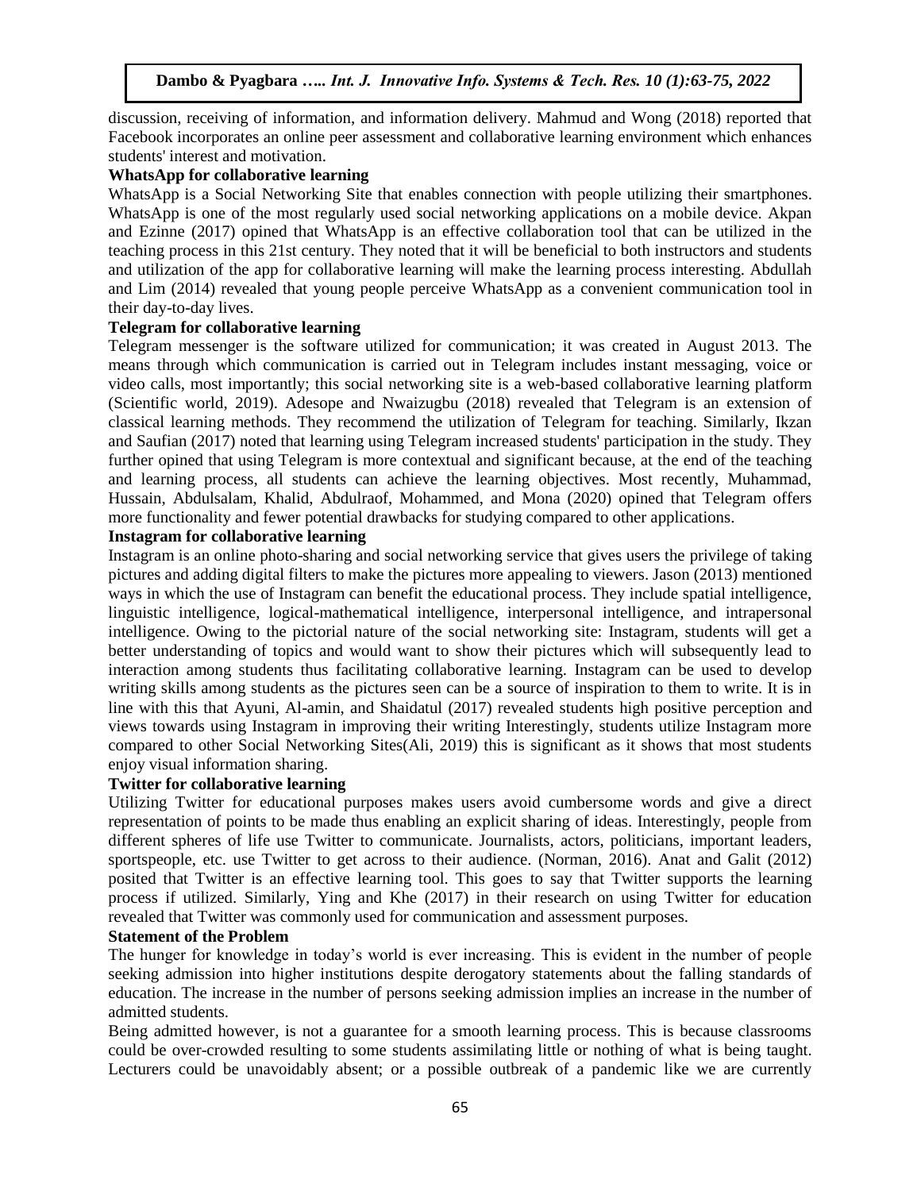discussion, receiving of information, and information delivery. Mahmud and Wong (2018) reported that Facebook incorporates an online peer assessment and collaborative learning environment which enhances students' interest and motivation.

**WhatsApp for collaborative learning**

WhatsApp is a Social Networking Site that enables connection with people utilizing their smartphones. WhatsApp is one of the most regularly used social networking applications on a mobile device. Akpan and Ezinne (2017) opined that WhatsApp is an effective collaboration tool that can be utilized in the teaching process in this 21st century. They noted that it will be beneficial to both instructors and students and utilization of the app for collaborative learning will make the learning process interesting. Abdullah and Lim (2014) revealed that young people perceive WhatsApp as a convenient communication tool in their day-to-day lives.

**Telegram for collaborative learning**

Telegram messenger is the software utilized for communication; it was created in August 2013. The means through which communication is carried out in Telegram includes instant messaging, voice or video calls, most importantly; this social networking site is a web-based collaborative learning platform (Scientific world, 2019). Adesope and Nwaizugbu (2018) revealed that Telegram is an extension of classical learning methods. They recommend the utilization of Telegram for teaching. Similarly, Ikzan and Saufian (2017) noted that learning using Telegram increased students' participation in the study. They further opined that using Telegram is more contextual and significant because, at the end of the teaching and learning process, all students can achieve the learning objectives. Most recently, Muhammad, Hussain, Abdulsalam, Khalid, Abdulraof, Mohammed, and Mona (2020) opined that Telegram offers more functionality and fewer potential drawbacks for studying compared to other applications.

**Instagram for collaborative learning**

Instagram is an online photo-sharing and social networking service that gives users the privilege of taking pictures and adding digital filters to make the pictures more appealing to viewers. Jason (2013) mentioned ways in which the use of Instagram can benefit the educational process. They include spatial intelligence, linguistic intelligence, logical-mathematical intelligence, interpersonal intelligence, and intrapersonal intelligence. Owing to the pictorial nature of the social networking site: Instagram, students will get a better understanding of topics and would want to show their pictures which will subsequently lead to interaction among students thus facilitating collaborative learning. Instagram can be used to develop writing skills among students as the pictures seen can be a source of inspiration to them to write. It is in line with this that Ayuni, Al-amin, and Shaidatul (2017) revealed students high positive perception and views towards using Instagram in improving their writing Interestingly, students utilize Instagram more compared to other Social Networking Sites(Ali, 2019) this is significant as it shows that most students enjoy visual information sharing.

**Twitter for collaborative learning**

Utilizing Twitter for educational purposes makes users avoid cumbersome words and give a direct representation of points to be made thus enabling an explicit sharing of ideas. Interestingly, people from different spheres of life use Twitter to communicate. Journalists, actors, politicians, important leaders, sportspeople, etc. use Twitter to get across to their audience. (Norman, 2016). Anat and Galit (2012) posited that Twitter is an effective learning tool. This goes to say that Twitter supports the learning process if utilized. Similarly, Ying and Khe (2017) in their research on using Twitter for education revealed that Twitter was commonly used for communication and assessment purposes.

**Statement of the Problem**

The hunger for knowledge in today's world is ever increasing. This is evident in the number of people seeking admission into higher institutions despite derogatory statements about the falling standards of education. The increase in the number of persons seeking admission implies an increase in the number of admitted students.

Being admitted however, is not a guarantee for a smooth learning process. This is because classrooms could be over-crowded resulting to some students assimilating little or nothing of what is being taught. Lecturers could be unavoidably absent; or a possible outbreak of a pandemic like we are currently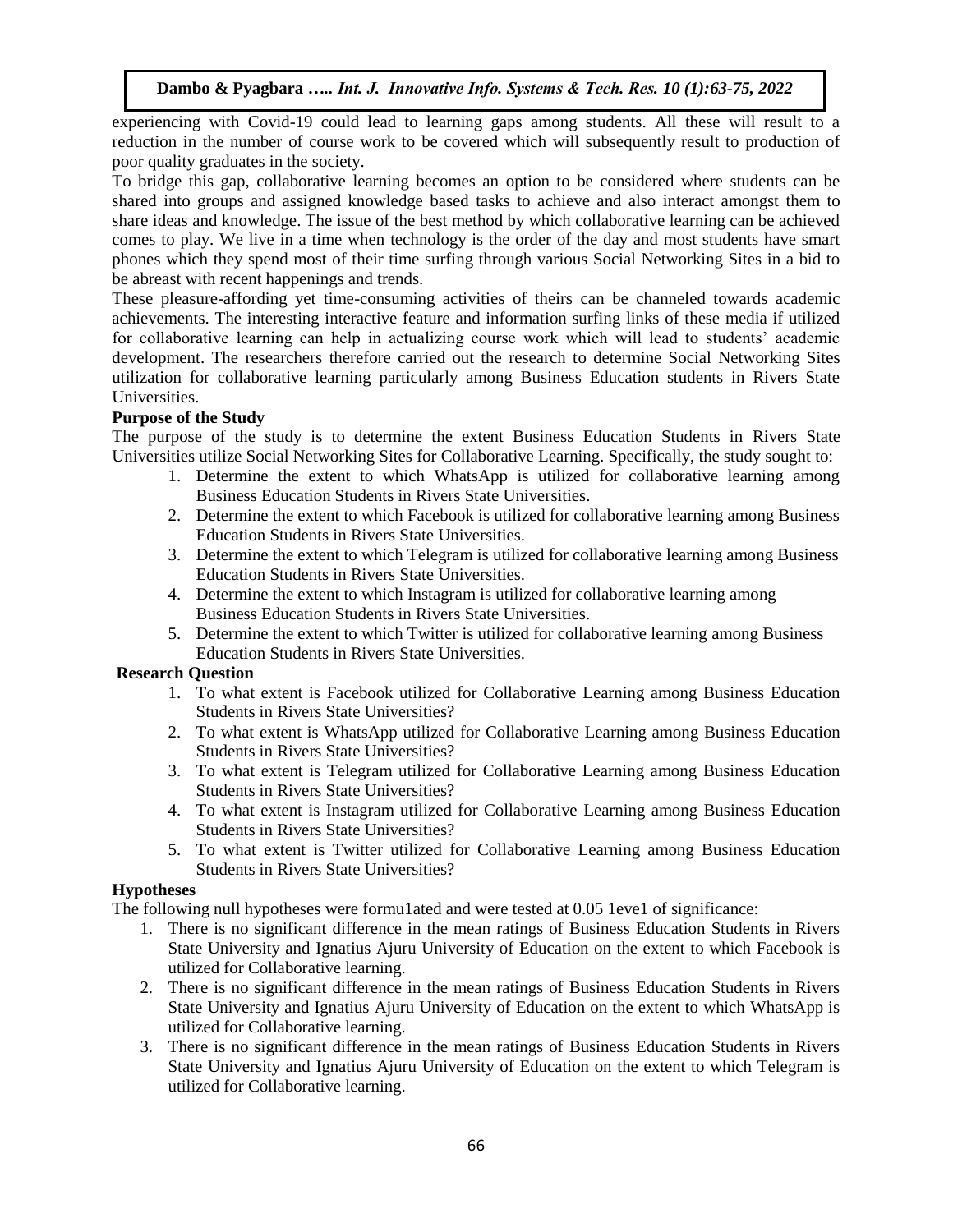experiencing with Covid-19 could lead to learning gaps among students. All these will result to a reduction in the number of course work to be covered which will subsequently result to production of poor quality graduates in the society.

To bridge this gap, collaborative learning becomes an option to be considered where students can be shared into groups and assigned knowledge based tasks to achieve and also interact amongst them to share ideas and knowledge. The issue of the best method by which collaborative learning can be achieved comes to play. We live in a time when technology is the order of the day and most students have smart phones which they spend most of their time surfing through various Social Networking Sites in a bid to be abreast with recent happenings and trends.

These pleasure-affording yet time-consuming activities of theirs can be channeled towards academic achievements. The interesting interactive feature and information surfing links of these media if utilized for collaborative learning can help in actualizing course work which will lead to students' academic development. The researchers therefore carried out the research to determine Social Networking Sites utilization for collaborative learning particularly among Business Education students in Rivers State Universities.

**Purpose of the Study**

The purpose of the study is to determine the extent Business Education Students in Rivers State Universities utilize Social Networking Sites for Collaborative Learning. Specifically, the study sought to:

1. Determine the extent to which WhatsApp is utilized for collaborative learning among Business Education Students in Rivers State Universities.
2. Determine the extent to which Facebook is utilized for collaborative learning among Business Education Students in Rivers State Universities.
3. Determine the extent to which Telegram is utilized for collaborative learning among Business Education Students in Rivers State Universities.
4. Determine the extent to which Instagram is utilized for collaborative learning among Business Education Students in Rivers State Universities.
5. Determine the extent to which Twitter is utilized for collaborative learning among Business Education Students in Rivers State Universities.

**Research Question**

1. To what extent is Facebook utilized for Collaborative Learning among Business Education Students in Rivers State Universities?
2. To what extent is WhatsApp utilized for Collaborative Learning among Business Education Students in Rivers State Universities?
3. To what extent is Telegram utilized for Collaborative Learning among Business Education Students in Rivers State Universities?
4. To what extent is Instagram utilized for Collaborative Learning among Business Education Students in Rivers State Universities?
5. To what extent is Twitter utilized for Collaborative Learning among Business Education Students in Rivers State Universities?

**Hypotheses**

The following null hypotheses were formu1ated and were tested at 0.05 1eve1 of significance:

1. There is no significant difference in the mean ratings of Business Education Students in Rivers State University and Ignatius Ajuru University of Education on the extent to which Facebook is utilized for Collaborative learning.
2. There is no significant difference in the mean ratings of Business Education Students in Rivers State University and Ignatius Ajuru University of Education on the extent to which WhatsApp is utilized for Collaborative learning.
3. There is no significant difference in the mean ratings of Business Education Students in Rivers State University and Ignatius Ajuru University of Education on the extent to which Telegram is utilized for Collaborative learning.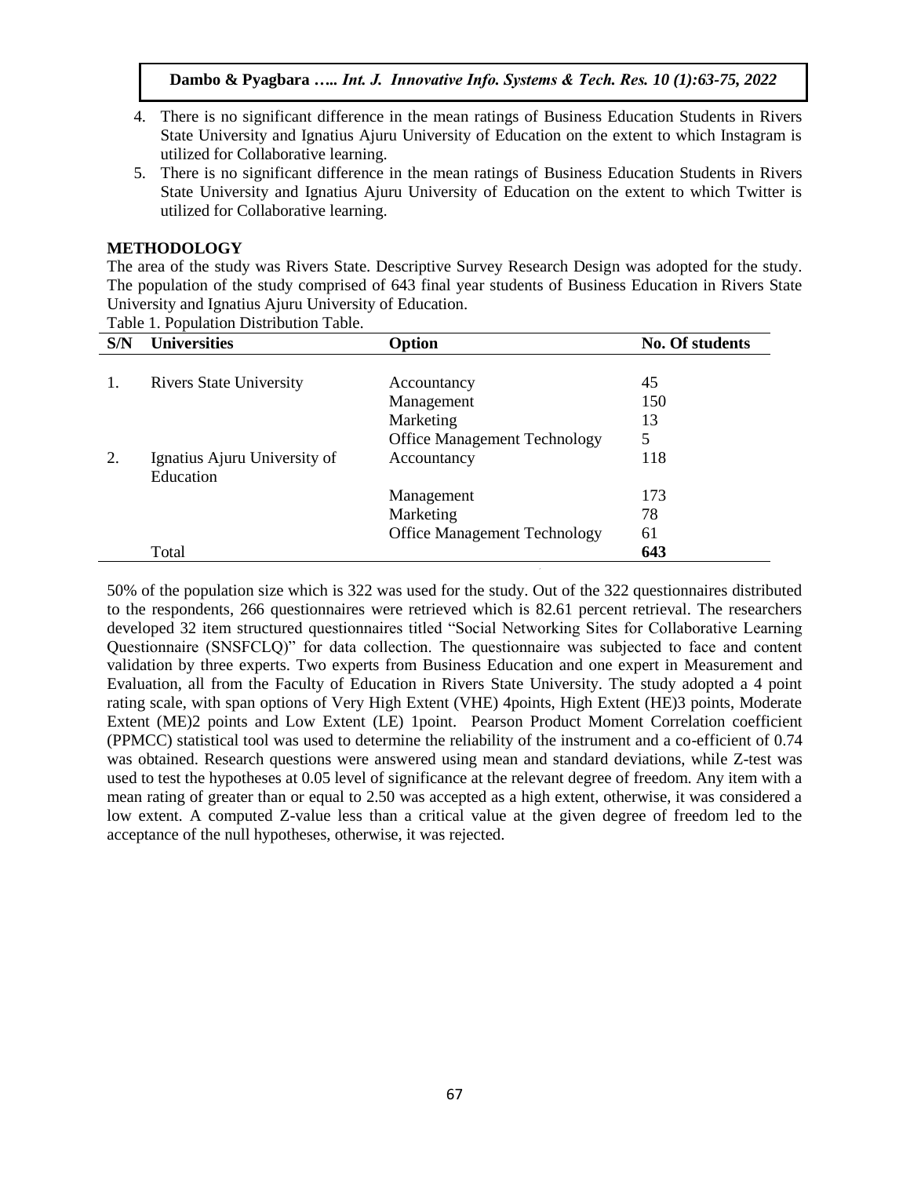4. There is no significant difference in the mean ratings of Business Education Students in Rivers State University and Ignatius Ajuru University of Education on the extent to which Instagram is utilized for Collaborative learning.
5. There is no significant difference in the mean ratings of Business Education Students in Rivers State University and Ignatius Ajuru University of Education on the extent to which Twitter is utilized for Collaborative learning.

## METHODOLOGY

The area of the study was Rivers State. Descriptive Survey Research Design was adopted for the study. The population of the study comprised of 643 final year students of Business Education in Rivers State University and Ignatius Ajuru University of Education.

Table 1. Population Distribution Table.

| S/N | Universities | Option | No. Of students |
|---|---|---|---|
| 1. | Rivers State University | Accountancy | 45 |
| | | Management | 150 |
| | | Marketing | 13 |
| | | Office Management Technology | 5 |
| 2. | Ignatius Ajuru University of Education | Accountancy | 118 |
| | | Management | 173 |
| | | Marketing | 78 |
| | | Office Management Technology | 61 |
| | Total | | **643** |

50% of the population size which is 322 was used for the study. Out of the 322 questionnaires distributed to the respondents, 266 questionnaires were retrieved which is 82.61 percent retrieval. The researchers developed 32 item structured questionnaires titled "Social Networking Sites for Collaborative Learning Questionnaire (SNSFCLQ)" for data collection. The questionnaire was subjected to face and content validation by three experts. Two experts from Business Education and one expert in Measurement and Evaluation, all from the Faculty of Education in Rivers State University. The study adopted a 4 point rating scale, with span options of Very High Extent (VHE) 4points, High Extent (HE)3 points, Moderate Extent (ME)2 points and Low Extent (LE) 1point. Pearson Product Moment Correlation coefficient (PPMCC) statistical tool was used to determine the reliability of the instrument and a co-efficient of 0.74 was obtained. Research questions were answered using mean and standard deviations, while Z-test was used to test the hypotheses at 0.05 level of significance at the relevant degree of freedom. Any item with a mean rating of greater than or equal to 2.50 was accepted as a high extent, otherwise, it was considered a low extent. A computed Z-value less than a critical value at the given degree of freedom led to the acceptance of the null hypotheses, otherwise, it was rejected.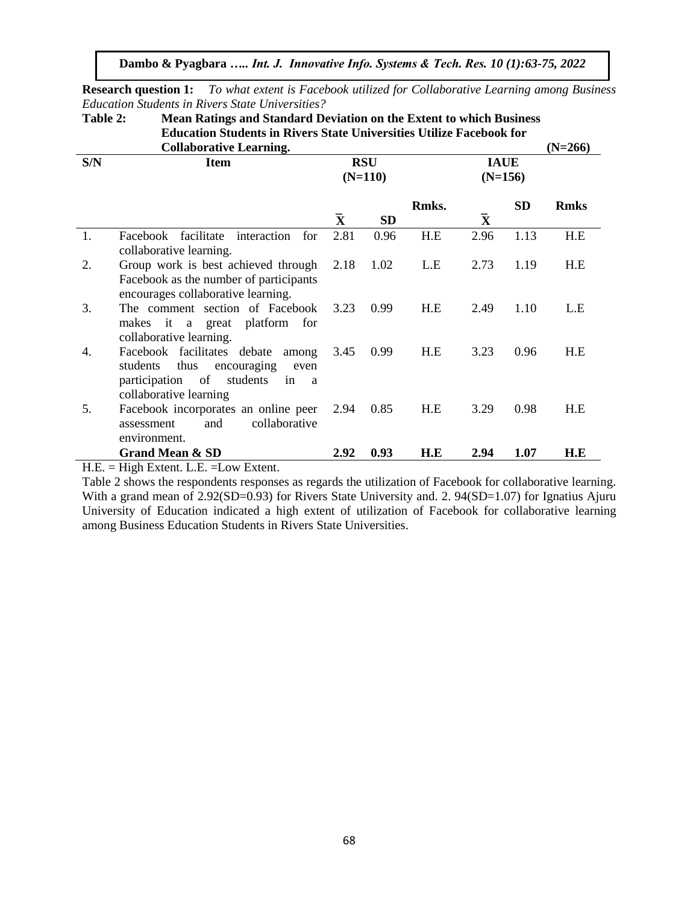**Research question 1:** *To what extent is Facebook utilized for Collaborative Learning among Business Education Students in Rivers State Universities?*

**Table 2: Mean Ratings and Standard Deviation on the Extent to which Business Education Students in Rivers State Universities Utilize Facebook for Collaborative Learning. (N=266)**

| S/N | Item | RSU (N=110) | | | IAUE (N=156) | | |
|---|---|---|---|---|---|---|---|
| | | $\bar{X}$ | SD | Rmks. | $\bar{X}$ | SD | Rmks |
| 1. | Facebook facilitate interaction for collaborative learning. | 2.81 | 0.96 | H.E | 2.96 | 1.13 | H.E |
| 2. | Group work is best achieved through Facebook as the number of participants encourages collaborative learning. | 2.18 | 1.02 | L.E | 2.73 | 1.19 | H.E |
| 3. | The comment section of Facebook makes it a great platform for collaborative learning. | 3.23 | 0.99 | H.E | 2.49 | 1.10 | L.E |
| 4. | Facebook facilitates debate among students thus encouraging even participation of students in a collaborative learning | 3.45 | 0.99 | H.E | 3.23 | 0.96 | H.E |
| 5. | Facebook incorporates an online peer assessment and collaborative environment. | 2.94 | 0.85 | H.E | 3.29 | 0.98 | H.E |
| | **Grand Mean & SD** | **2.92** | **0.93** | **H.E** | **2.94** | **1.07** | **H.E** |

H.E. = High Extent. L.E. =Low Extent.

Table 2 shows the respondents responses as regards the utilization of Facebook for collaborative learning. With a grand mean of 2.92(SD=0.93) for Rivers State University and. 2. 94(SD=1.07) for Ignatius Ajuru University of Education indicated a high extent of utilization of Facebook for collaborative learning among Business Education Students in Rivers State Universities.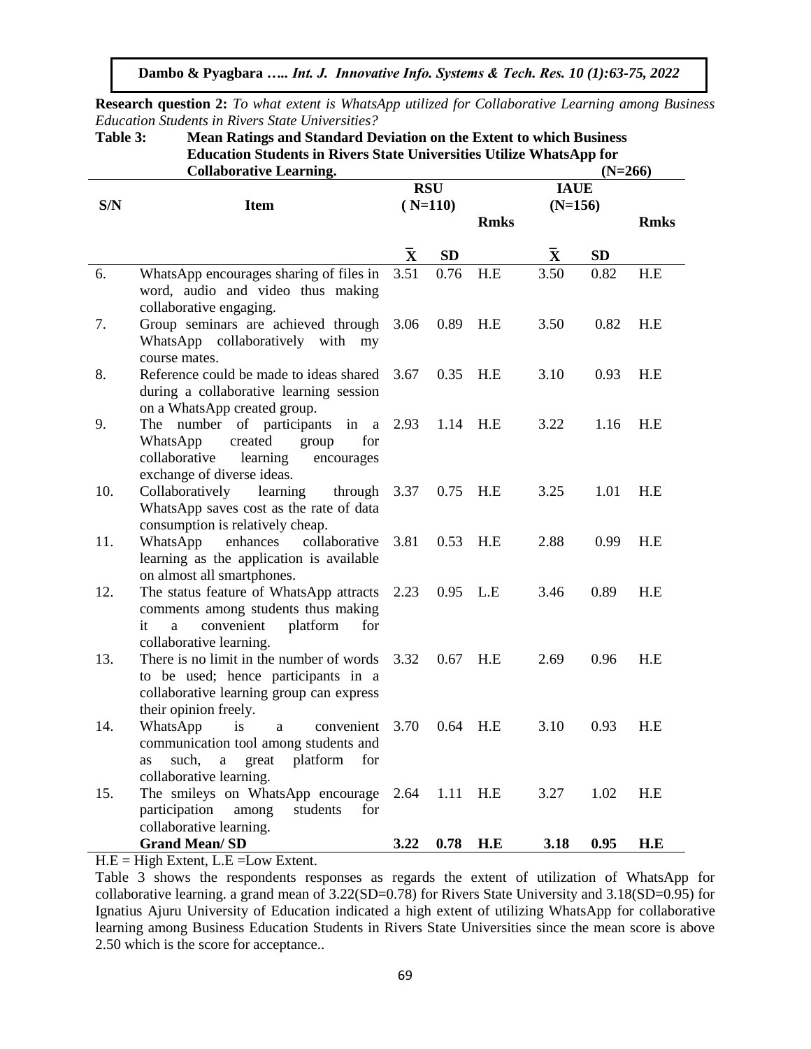**Research question 2:** *To what extent is WhatsApp utilized for Collaborative Learning among Business Education Students in Rivers State Universities?*

**Table 3: Mean Ratings and Standard Deviation on the Extent to which Business Education Students in Rivers State Universities Utilize WhatsApp for Collaborative Learning. (N=266)**

| S/N | Item | RSU (N=110) | | Rmks | IAUE (N=156) | | Rmks |
|---|---|---|---|---|---|---|---|
| | | $\bar{X}$ | SD | | $\bar{X}$ | SD | |
| 6. | WhatsApp encourages sharing of files in word, audio and video thus making collaborative engaging. | 3.51 | 0.76 | H.E | 3.50 | 0.82 | H.E |
| 7. | Group seminars are achieved through WhatsApp collaboratively with my course mates. | 3.06 | 0.89 | H.E | 3.50 | 0.82 | H.E |
| 8. | Reference could be made to ideas shared during a collaborative learning session on a WhatsApp created group. | 3.67 | 0.35 | H.E | 3.10 | 0.93 | H.E |
| 9. | The number of participants in a WhatsApp created group for collaborative learning encourages exchange of diverse ideas. | 2.93 | 1.14 | H.E | 3.22 | 1.16 | H.E |
| 10. | Collaboratively learning through WhatsApp saves cost as the rate of data consumption is relatively cheap. | 3.37 | 0.75 | H.E | 3.25 | 1.01 | H.E |
| 11. | WhatsApp enhances collaborative learning as the application is available on almost all smartphones. | 3.81 | 0.53 | H.E | 2.88 | 0.99 | H.E |
| 12. | The status feature of WhatsApp attracts comments among students thus making it a convenient platform for collaborative learning. | 2.23 | 0.95 | L.E | 3.46 | 0.89 | H.E |
| 13. | There is no limit in the number of words to be used; hence participants in a collaborative learning group can express their opinion freely. | 3.32 | 0.67 | H.E | 2.69 | 0.96 | H.E |
| 14. | WhatsApp is a convenient communication tool among students and as such, a great platform for collaborative learning. | 3.70 | 0.64 | H.E | 3.10 | 0.93 | H.E |
| 15. | The smileys on WhatsApp encourage participation among students for collaborative learning. | 2.64 | 1.11 | H.E | 3.27 | 1.02 | H.E |
| | **Grand Mean/ SD** | **3.22** | **0.78** | **H.E** | **3.18** | **0.95** | **H.E** |

H.E = High Extent, L.E =Low Extent.

Table 3 shows the respondents responses as regards the extent of utilization of WhatsApp for collaborative learning. a grand mean of 3.22(SD=0.78) for Rivers State University and 3.18(SD=0.95) for Ignatius Ajuru University of Education indicated a high extent of utilizing WhatsApp for collaborative learning among Business Education Students in Rivers State Universities since the mean score is above 2.50 which is the score for acceptance..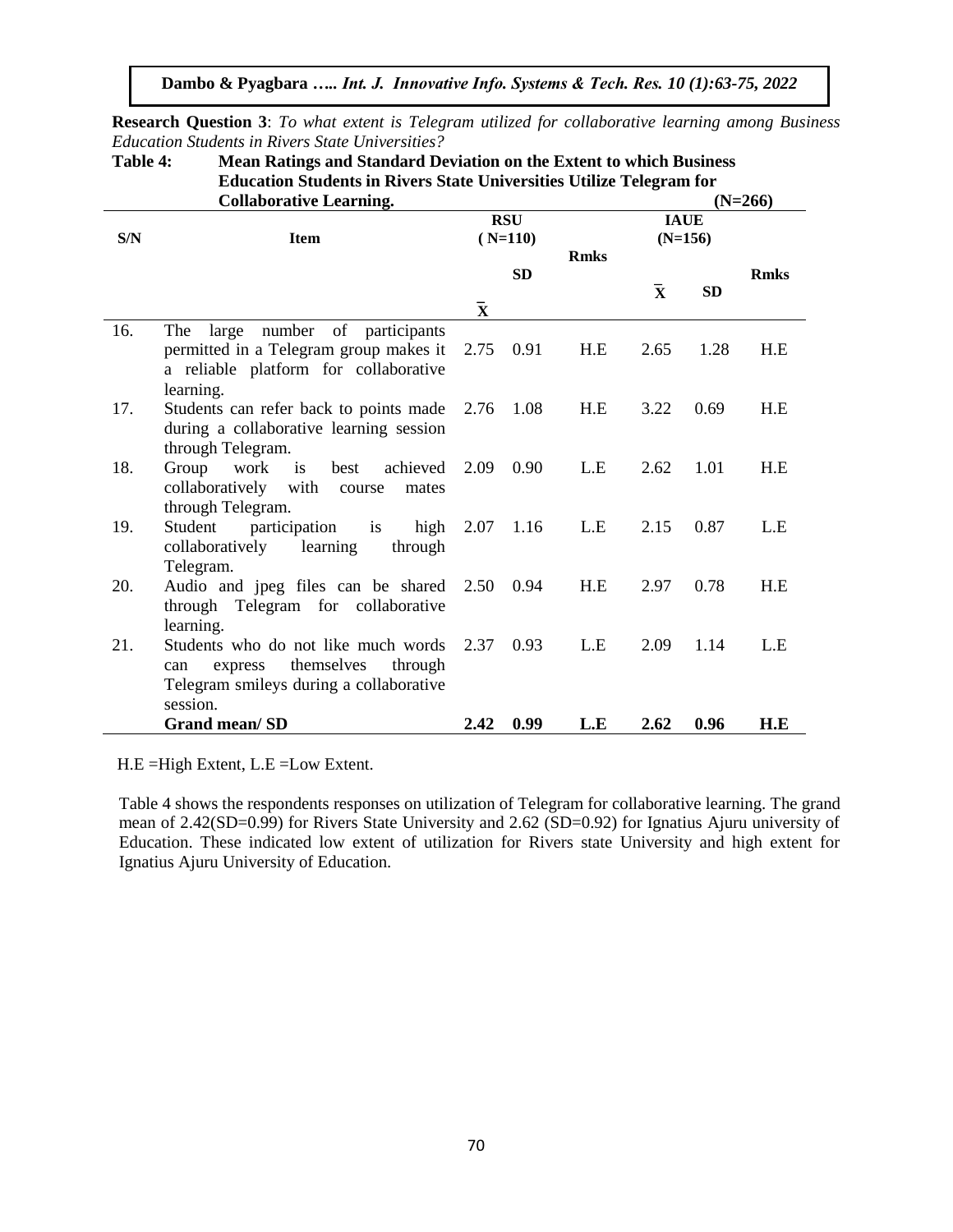**Research Question 3**: *To what extent is Telegram utilized for collaborative learning among Business Education Students in Rivers State Universities?*

**Table 4: Mean Ratings and Standard Deviation on the Extent to which Business Education Students in Rivers State Universities Utilize Telegram for Collaborative Learning. (N=266)**

| S/N | Item | RSU (N=110) | | | IAUE (N=156) | | |
|---|---|---|---|---|---|---|---|
| | | $\bar{X}$ | SD | Rmks | $\bar{X}$ | SD | Rmks |
| 16. | The large number of participants permitted in a Telegram group makes it a reliable platform for collaborative learning. | 2.75 | 0.91 | H.E | 2.65 | 1.28 | H.E |
| 17. | Students can refer back to points made during a collaborative learning session through Telegram. | 2.76 | 1.08 | H.E | 3.22 | 0.69 | H.E |
| 18. | Group work is best achieved collaboratively with course mates through Telegram. | 2.09 | 0.90 | L.E | 2.62 | 1.01 | H.E |
| 19. | Student participation is high collaboratively learning through Telegram. | 2.07 | 1.16 | L.E | 2.15 | 0.87 | L.E |
| 20. | Audio and jpeg files can be shared through Telegram for collaborative learning. | 2.50 | 0.94 | H.E | 2.97 | 0.78 | H.E |
| 21. | Students who do not like much words can express themselves through Telegram smileys during a collaborative session. | 2.37 | 0.93 | L.E | 2.09 | 1.14 | L.E |
| | **Grand mean/ SD** | **2.42** | **0.99** | **L.E** | **2.62** | **0.96** | **H.E** |

H.E =High Extent, L.E =Low Extent.

Table 4 shows the respondents responses on utilization of Telegram for collaborative learning. The grand mean of 2.42(SD=0.99) for Rivers State University and 2.62 (SD=0.92) for Ignatius Ajuru university of Education. These indicated low extent of utilization for Rivers state University and high extent for Ignatius Ajuru University of Education.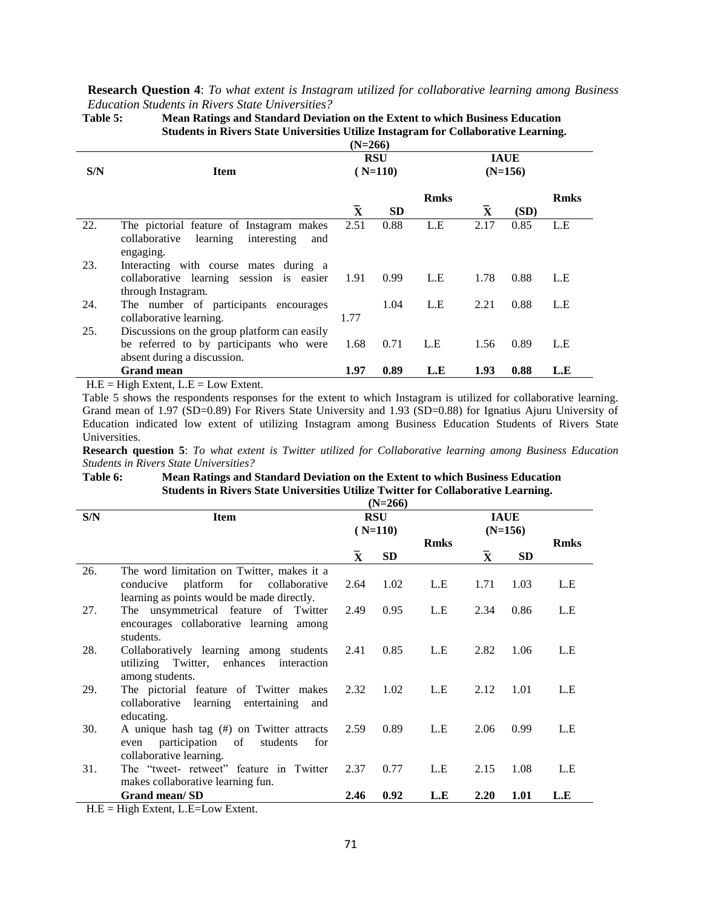**Research Question 4**: *To what extent is Instagram utilized for collaborative learning among Business Education Students in Rivers State Universities?*

**Table 5: Mean Ratings and Standard Deviation on the Extent to which Business Education Students in Rivers State Universities Utilize Instagram for Collaborative Learning. (N=266)**

| S/N | Item | RSU (N=110) | | | IAUE (N=156) | | |
|---|---|---|---|---|---|---|---|
| | | $\bar{X}$ | SD | Rmks | $\bar{X}$ | (SD) | Rmks |
| 22. | The pictorial feature of Instagram makes collaborative learning interesting and engaging. | 2.51 | 0.88 | L.E | 2.17 | 0.85 | L.E |
| 23. | Interacting with course mates during a collaborative learning session is easier through Instagram. | 1.91 | 0.99 | L.E | 1.78 | 0.88 | L.E |
| 24. | The number of participants encourages collaborative learning. | 1.77 | 1.04 | L.E | 2.21 | 0.88 | L.E |
| 25. | Discussions on the group platform can easily be referred to by participants who were absent during a discussion. | 1.68 | 0.71 | L.E | 1.56 | 0.89 | L.E |
| | **Grand mean** | **1.97** | **0.89** | **L.E** | **1.93** | **0.88** | **L.E** |

H.E = High Extent, L.E = Low Extent.

Table 5 shows the respondents responses for the extent to which Instagram is utilized for collaborative learning. Grand mean of 1.97 (SD=0.89) For Rivers State University and 1.93 (SD=0.88) for Ignatius Ajuru University of Education indicated low extent of utilizing Instagram among Business Education Students of Rivers State Universities.

**Research question 5**: *To what extent is Twitter utilized for Collaborative learning among Business Education Students in Rivers State Universities?*

**Table 6: Mean Ratings and Standard Deviation on the Extent to which Business Education Students in Rivers State Universities Utilize Twitter for Collaborative Learning. (N=266)**

| S/N | Item | RSU (N=110) | | | IAUE (N=156) | | |
|---|---|---|---|---|---|---|---|
| | | $\bar{X}$ | SD | Rmks | $\bar{X}$ | SD | Rmks |
| 26. | The word limitation on Twitter, makes it a conducive platform for collaborative learning as points would be made directly. | 2.64 | 1.02 | L.E | 1.71 | 1.03 | L.E |
| 27. | The unsymmetrical feature of Twitter encourages collaborative learning among students. | 2.49 | 0.95 | L.E | 2.34 | 0.86 | L.E |
| 28. | Collaboratively learning among students utilizing Twitter, enhances interaction among students. | 2.41 | 0.85 | L.E | 2.82 | 1.06 | L.E |
| 29. | The pictorial feature of Twitter makes collaborative learning entertaining and educating. | 2.32 | 1.02 | L.E | 2.12 | 1.01 | L.E |
| 30. | A unique hash tag (#) on Twitter attracts even participation of students for collaborative learning. | 2.59 | 0.89 | L.E | 2.06 | 0.99 | L.E |
| 31. | The "tweet- retweet" feature in Twitter makes collaborative learning fun. | 2.37 | 0.77 | L.E | 2.15 | 1.08 | L.E |
| | **Grand mean/ SD** | **2.46** | **0.92** | **L.E** | **2.20** | **1.01** | **L.E** |

H.E = High Extent, L.E=Low Extent.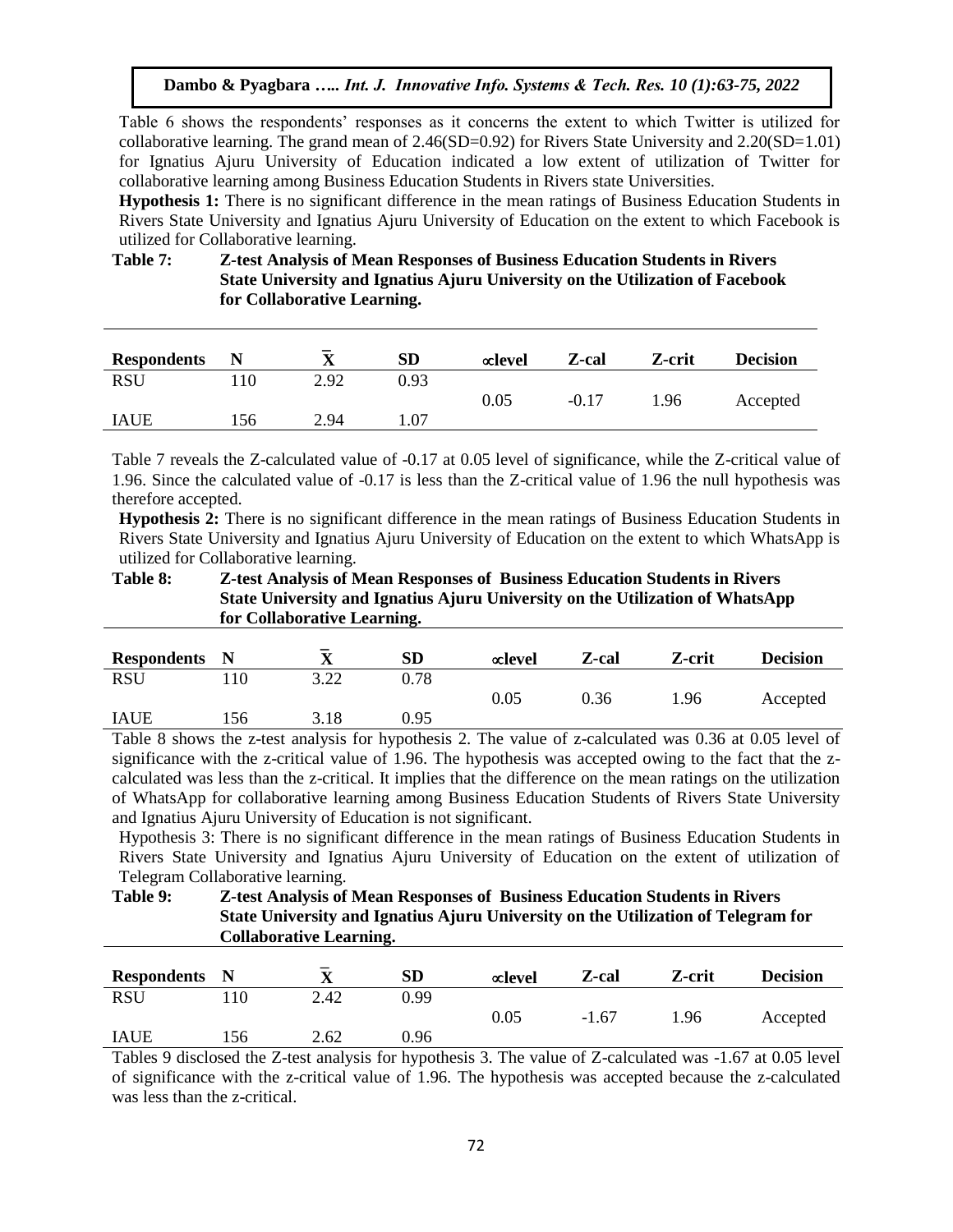Table 6 shows the respondents' responses as it concerns the extent to which Twitter is utilized for collaborative learning. The grand mean of 2.46(SD=0.92) for Rivers State University and 2.20(SD=1.01) for Ignatius Ajuru University of Education indicated a low extent of utilization of Twitter for collaborative learning among Business Education Students in Rivers state Universities.

**Hypothesis 1:** There is no significant difference in the mean ratings of Business Education Students in Rivers State University and Ignatius Ajuru University of Education on the extent to which Facebook is utilized for Collaborative learning.

**Table 7: Z-test Analysis of Mean Responses of Business Education Students in Rivers State University and Ignatius Ajuru University on the Utilization of Facebook for Collaborative Learning.**

| Respondents | N | $\bar{X}$ | SD | ∝level | Z-cal | Z-crit | Decision |
|---|---|---|---|---|---|---|---|
| RSU | 110 | 2.92 | 0.93 | 0.05 | -0.17 | 1.96 | Accepted |
| IAUE | 156 | 2.94 | 1.07 | | | | |

Table 7 reveals the Z-calculated value of -0.17 at 0.05 level of significance, while the Z-critical value of 1.96. Since the calculated value of -0.17 is less than the Z-critical value of 1.96 the null hypothesis was therefore accepted.

**Hypothesis 2:** There is no significant difference in the mean ratings of Business Education Students in Rivers State University and Ignatius Ajuru University of Education on the extent to which WhatsApp is utilized for Collaborative learning.

**Table 8: Z-test Analysis of Mean Responses of Business Education Students in Rivers State University and Ignatius Ajuru University on the Utilization of WhatsApp for Collaborative Learning.**

| Respondents | N | $\bar{X}$ | SD | ∝level | Z-cal | Z-crit | Decision |
|---|---|---|---|---|---|---|---|
| RSU | 110 | 3.22 | 0.78 | 0.05 | 0.36 | 1.96 | Accepted |
| IAUE | 156 | 3.18 | 0.95 | | | | |

Table 8 shows the z-test analysis for hypothesis 2. The value of z-calculated was 0.36 at 0.05 level of significance with the z-critical value of 1.96. The hypothesis was accepted owing to the fact that the z-calculated was less than the z-critical. It implies that the difference on the mean ratings on the utilization of WhatsApp for collaborative learning among Business Education Students of Rivers State University and Ignatius Ajuru University of Education is not significant.

Hypothesis 3: There is no significant difference in the mean ratings of Business Education Students in Rivers State University and Ignatius Ajuru University of Education on the extent of utilization of Telegram Collaborative learning.

**Table 9: Z-test Analysis of Mean Responses of Business Education Students in Rivers State University and Ignatius Ajuru University on the Utilization of Telegram for Collaborative Learning.**

| Respondents | N | $\bar{X}$ | SD | ∝level | Z-cal | Z-crit | Decision |
|---|---|---|---|---|---|---|---|
| RSU | 110 | 2.42 | 0.99 | 0.05 | -1.67 | 1.96 | Accepted |
| IAUE | 156 | 2.62 | 0.96 | | | | |

Tables 9 disclosed the Z-test analysis for hypothesis 3. The value of Z-calculated was -1.67 at 0.05 level of significance with the z-critical value of 1.96. The hypothesis was accepted because the z-calculated was less than the z-critical.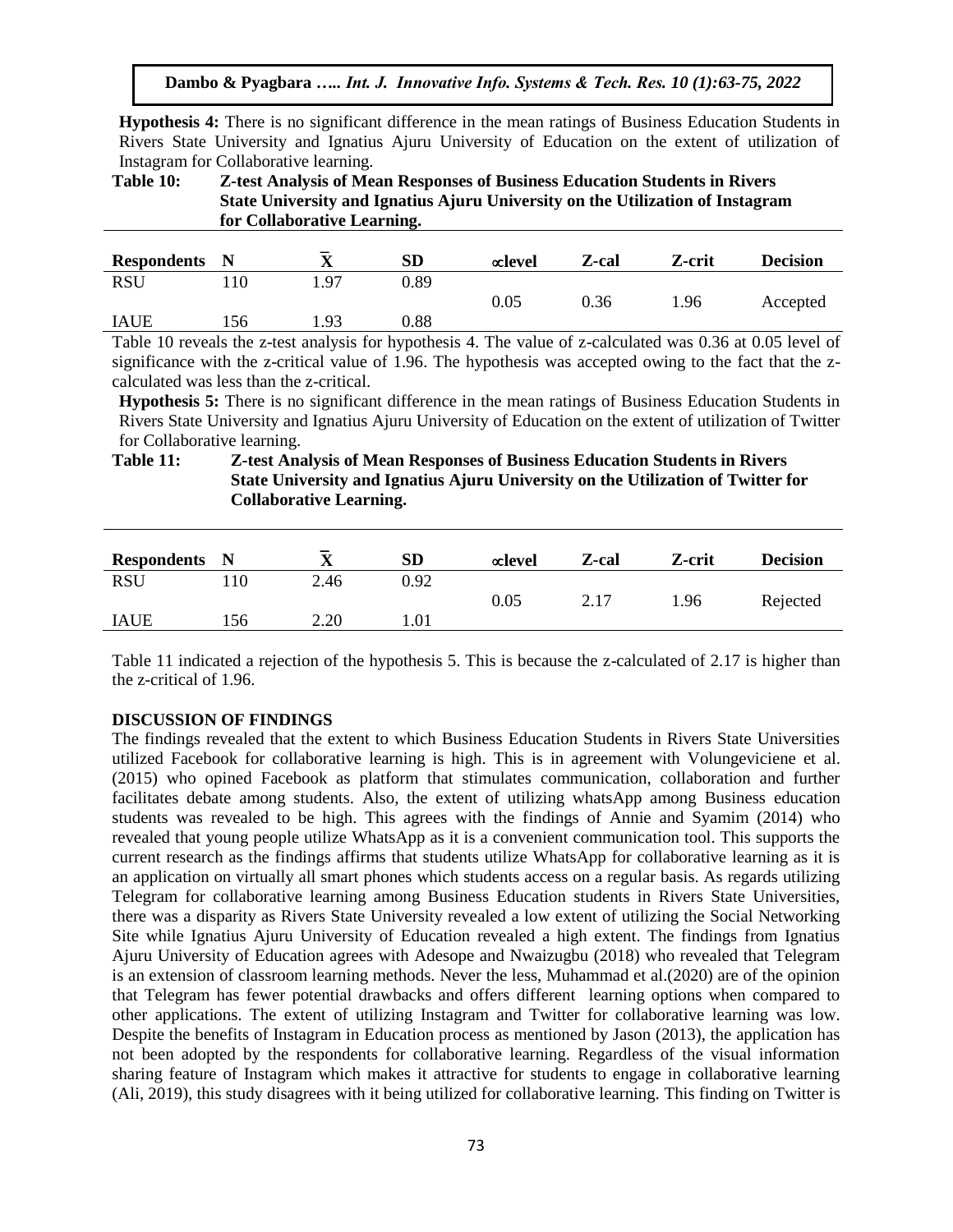**Hypothesis 4:** There is no significant difference in the mean ratings of Business Education Students in Rivers State University and Ignatius Ajuru University of Education on the extent of utilization of Instagram for Collaborative learning.

**Table 10: Z-test Analysis of Mean Responses of Business Education Students in Rivers State University and Ignatius Ajuru University on the Utilization of Instagram for Collaborative Learning.**

| Respondents | N | $\bar{X}$ | SD | ∝level | Z-cal | Z-crit | Decision |
|---|---|---|---|---|---|---|---|
| RSU | 110 | 1.97 | 0.89 | 0.05 | 0.36 | 1.96 | Accepted |
| IAUE | 156 | 1.93 | 0.88 | | | | |

Table 10 reveals the z-test analysis for hypothesis 4. The value of z-calculated was 0.36 at 0.05 level of significance with the z-critical value of 1.96. The hypothesis was accepted owing to the fact that the z-calculated was less than the z-critical.

**Hypothesis 5:** There is no significant difference in the mean ratings of Business Education Students in Rivers State University and Ignatius Ajuru University of Education on the extent of utilization of Twitter for Collaborative learning.

**Table 11: Z-test Analysis of Mean Responses of Business Education Students in Rivers State University and Ignatius Ajuru University on the Utilization of Twitter for Collaborative Learning.**

| Respondents | N | $\bar{X}$ | SD | ∝level | Z-cal | Z-crit | Decision |
|---|---|---|---|---|---|---|---|
| RSU | 110 | 2.46 | 0.92 | 0.05 | 2.17 | 1.96 | Rejected |
| IAUE | 156 | 2.20 | 1.01 | | | | |

Table 11 indicated a rejection of the hypothesis 5. This is because the z-calculated of 2.17 is higher than the z-critical of 1.96.

## DISCUSSION OF FINDINGS

The findings revealed that the extent to which Business Education Students in Rivers State Universities utilized Facebook for collaborative learning is high. This is in agreement with Volungeviciene et al. (2015) who opined Facebook as platform that stimulates communication, collaboration and further facilitates debate among students. Also, the extent of utilizing whatsApp among Business education students was revealed to be high. This agrees with the findings of Annie and Syamim (2014) who revealed that young people utilize WhatsApp as it is a convenient communication tool. This supports the current research as the findings affirms that students utilize WhatsApp for collaborative learning as it is an application on virtually all smart phones which students access on a regular basis. As regards utilizing Telegram for collaborative learning among Business Education students in Rivers State Universities, there was a disparity as Rivers State University revealed a low extent of utilizing the Social Networking Site while Ignatius Ajuru University of Education revealed a high extent. The findings from Ignatius Ajuru University of Education agrees with Adesope and Nwaizugbu (2018) who revealed that Telegram is an extension of classroom learning methods. Never the less, Muhammad et al.(2020) are of the opinion that Telegram has fewer potential drawbacks and offers different learning options when compared to other applications. The extent of utilizing Instagram and Twitter for collaborative learning was low. Despite the benefits of Instagram in Education process as mentioned by Jason (2013), the application has not been adopted by the respondents for collaborative learning. Regardless of the visual information sharing feature of Instagram which makes it attractive for students to engage in collaborative learning (Ali, 2019), this study disagrees with it being utilized for collaborative learning. This finding on Twitter is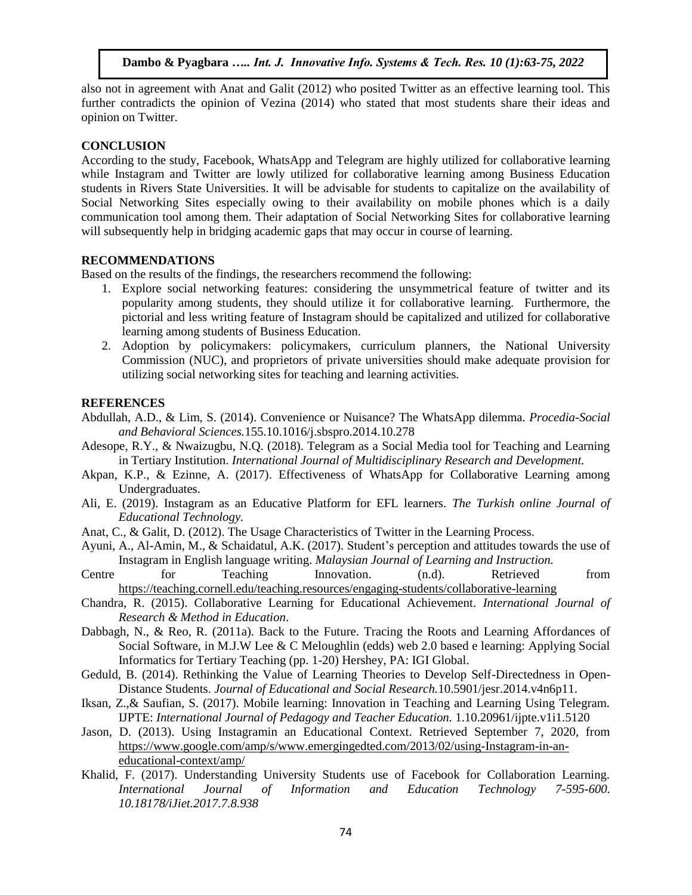also not in agreement with Anat and Galit (2012) who posited Twitter as an effective learning tool. This further contradicts the opinion of Vezina (2014) who stated that most students share their ideas and opinion on Twitter.

## CONCLUSION

According to the study, Facebook, WhatsApp and Telegram are highly utilized for collaborative learning while Instagram and Twitter are lowly utilized for collaborative learning among Business Education students in Rivers State Universities. It will be advisable for students to capitalize on the availability of Social Networking Sites especially owing to their availability on mobile phones which is a daily communication tool among them. Their adaptation of Social Networking Sites for collaborative learning will subsequently help in bridging academic gaps that may occur in course of learning.

## RECOMMENDATIONS

Based on the results of the findings, the researchers recommend the following:

1. Explore social networking features: considering the unsymmetrical feature of twitter and its popularity among students, they should utilize it for collaborative learning. Furthermore, the pictorial and less writing feature of Instagram should be capitalized and utilized for collaborative learning among students of Business Education.
2. Adoption by policymakers: policymakers, curriculum planners, the National University Commission (NUC), and proprietors of private universities should make adequate provision for utilizing social networking sites for teaching and learning activities.

## REFERENCES

Abdullah, A.D., & Lim, S. (2014). Convenience or Nuisance? The WhatsApp dilemma. *Procedia-Social and Behavioral Sciences.*155.10.1016/j.sbspro.2014.10.278

Adesope, R.Y., & Nwaizugbu, N.Q. (2018). Telegram as a Social Media tool for Teaching and Learning in Tertiary Institution. *International Journal of Multidisciplinary Research and Development.*

Akpan, K.P., & Ezinne, A. (2017). Effectiveness of WhatsApp for Collaborative Learning among Undergraduates.

Ali, E. (2019). Instagram as an Educative Platform for EFL learners. *The Turkish online Journal of Educational Technology.*

Anat, C., & Galit, D. (2012). The Usage Characteristics of Twitter in the Learning Process.

Ayuni, A., Al-Amin, M., & Schaidatul, A.K. (2017). Student's perception and attitudes towards the use of Instagram in English language writing. *Malaysian Journal of Learning and Instruction.*

Centre for Teaching Innovation. (n.d). Retrieved from https://teaching.cornell.edu/teaching.resources/engaging-students/collaborative-learning

Chandra, R. (2015). Collaborative Learning for Educational Achievement. *International Journal of Research & Method in Education*.

Dabbagh, N., & Reo, R. (2011a). Back to the Future. Tracing the Roots and Learning Affordances of Social Software, in M.J.W Lee & C Meloughlin (edds) web 2.0 based e learning: Applying Social Informatics for Tertiary Teaching (pp. 1-20) Hershey, PA: IGI Global.

Geduld, B. (2014). Rethinking the Value of Learning Theories to Develop Self-Directedness in Open-Distance Students. *Journal of Educational and Social Research.*10.5901/jesr.2014.v4n6p11.

Iksan, Z.,& Saufian, S. (2017). Mobile learning: Innovation in Teaching and Learning Using Telegram. IJPTE: *International Journal of Pedagogy and Teacher Education.* 1.10.20961/ijpte.v1i1.5120

Jason, D. (2013). Using Instagramin an Educational Context. Retrieved September 7, 2020, from https://www.google.com/amp/s/www.emergingedted.com/2013/02/using-Instagram-in-an-educational-context/amp/

Khalid, F. (2017). Understanding University Students use of Facebook for Collaboration Learning. *International Journal of Information and Education Technology 7-595-600. 10.18178/iJiet.2017.7.8.938*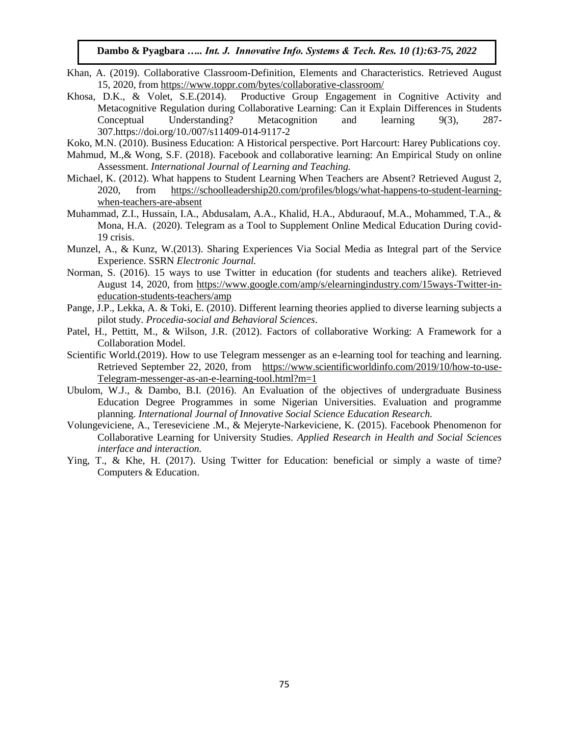Khan, A. (2019). Collaborative Classroom-Definition, Elements and Characteristics. Retrieved August 15, 2020, from https://www.toppr.com/bytes/collaborative-classroom/

Khosa, D.K., & Volet, S.E.(2014). Productive Group Engagement in Cognitive Activity and Metacognitive Regulation during Collaborative Learning: Can it Explain Differences in Students Conceptual Understanding? Metacognition and learning 9(3), 287-307.https://doi.org/10./007/s11409-014-9117-2

Koko, M.N. (2010). Business Education: A Historical perspective. Port Harcourt: Harey Publications coy.

Mahmud, M.,& Wong, S.F. (2018). Facebook and collaborative learning: An Empirical Study on online Assessment. *International Journal of Learning and Teaching.*

Michael, K. (2012). What happens to Student Learning When Teachers are Absent? Retrieved August 2, 2020, from https://schoolleadership20.com/profiles/blogs/what-happens-to-student-learning-when-teachers-are-absent

Muhammad, Z.I., Hussain, I.A., Abdusalam, A.A., Khalid, H.A., Abduraouf, M.A., Mohammed, T.A., & Mona, H.A. (2020). Telegram as a Tool to Supplement Online Medical Education During covid-19 crisis.

Munzel, A., & Kunz, W.(2013). Sharing Experiences Via Social Media as Integral part of the Service Experience. SSRN *Electronic Journal.*

Norman, S. (2016). 15 ways to use Twitter in education (for students and teachers alike). Retrieved August 14, 2020, from https://www.google.com/amp/s/elearningindustry.com/15ways-Twitter-in-education-students-teachers/amp

Pange, J.P., Lekka, A. & Toki, E. (2010). Different learning theories applied to diverse learning subjects a pilot study. *Procedia-social and Behavioral Sciences*.

Patel, H., Pettitt, M., & Wilson, J.R. (2012). Factors of collaborative Working: A Framework for a Collaboration Model.

Scientific World.(2019). How to use Telegram messenger as an e-learning tool for teaching and learning. Retrieved September 22, 2020, from https://www.scientificworldinfo.com/2019/10/how-to-use-Telegram-messenger-as-an-e-learning-tool.html?m=1

Ubulom, W.J., & Dambo, B.I. (2016). An Evaluation of the objectives of undergraduate Business Education Degree Programmes in some Nigerian Universities. Evaluation and programme planning. *International Journal of Innovative Social Science Education Research.*

Volungeviciene, A., Tereseviciene .M., & Mejeryte-Narkeviciene, K. (2015). Facebook Phenomenon for Collaborative Learning for University Studies. *Applied Research in Health and Social Sciences interface and interaction.*

Ying, T., & Khe, H. (2017). Using Twitter for Education: beneficial or simply a waste of time? Computers & Education.